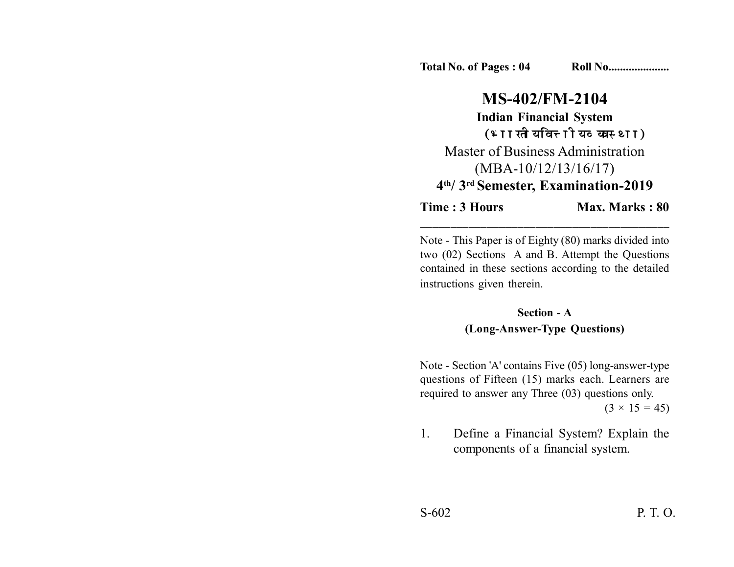Total No. of Pages : 04 Roll No....................

# MS-402/FM-2104

## Indian Financial System

## (भारतीय वित्तीय व्यवस्था)

Master of Business Administration

(MBA-10/12/13/16/17)

**4th/ 3rd Semester, Examination-2019**

**Time : 3 Hours** **Max. Marks : 80**

---

Note - This Paper is of Eighty (80) marks divided into two (02) Sections A and B. Attempt the Questions contained in these sections according to the detailed instructions given therein.

### Section - A
### (Long-Answer-Type Questions)

Note - Section 'A' contains Five (05) long-answer-type questions of Fifteen (15) marks each. Learners are required to answer any Three (03) questions only.

$(3 \times 15 = 45)$

1. Define a Financial System? Explain the components of a financial system.

S-602 P. T. O.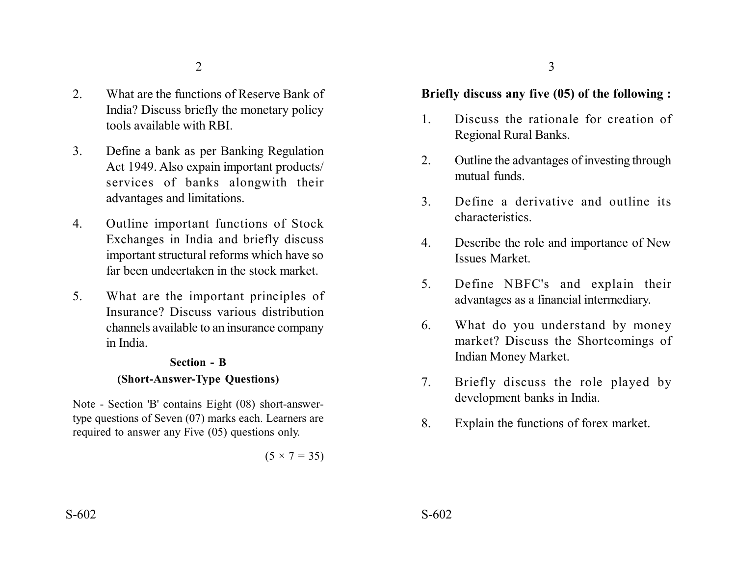2. What are the functions of Reserve Bank of India? Discuss briefly the monetary policy tools available with RBI.

3. Define a bank as per Banking Regulation Act 1949. Also expain important products/ services of banks alongwith their advantages and limitations.

4. Outline important functions of Stock Exchanges in India and briefly discuss important structural reforms which have so far been undeertaken in the stock market.

5. What are the important principles of Insurance? Discuss various distribution channels available to an insurance company in India.

## Section - B

### (Short-Answer-Type Questions)

Note - Section 'B' contains Eight (08) short-answer-type questions of Seven (07) marks each. Learners are required to answer any Five (05) questions only.

(5 × 7 = 35)

**Briefly discuss any five (05) of the following :**

1. Discuss the rationale for creation of Regional Rural Banks.

2. Outline the advantages of investing through mutual funds.

3. Define a derivative and outline its characteristics.

4. Describe the role and importance of New Issues Market.

5. Define NBFC's and explain their advantages as a financial intermediary.

6. What do you understand by money market? Discuss the Shortcomings of Indian Money Market.

7. Briefly discuss the role played by development banks in India.

8. Explain the functions of forex market.